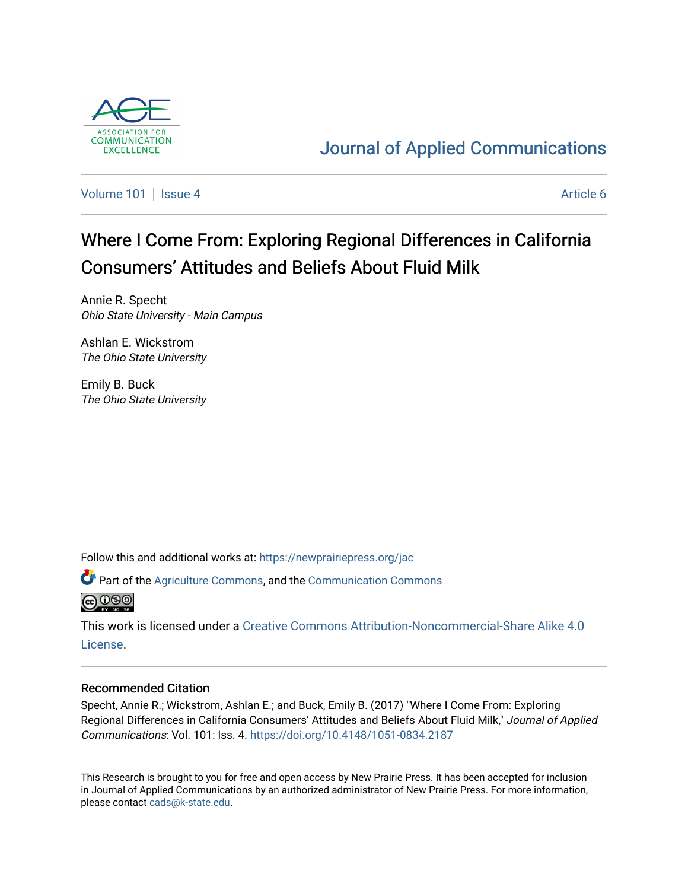Journal of Applied Communications

Volume 101 | Issue 4 | Article 6

# Where I Come From: Exploring Regional Differences in California Consumers' Attitudes and Beliefs About Fluid Milk

Annie R. Specht
*Ohio State University - Main Campus*

Ashlan E. Wickstrom
*The Ohio State University*

Emily B. Buck
*The Ohio State University*

Follow this and additional works at: https://newprairiepress.org/jac

Part of the Agriculture Commons, and the Communication Commons

This work is licensed under a Creative Commons Attribution-Noncommercial-Share Alike 4.0 License.

## Recommended Citation

Specht, Annie R.; Wickstrom, Ashlan E.; and Buck, Emily B. (2017) "Where I Come From: Exploring Regional Differences in California Consumers' Attitudes and Beliefs About Fluid Milk," *Journal of Applied Communications*: Vol. 101: Iss. 4. https://doi.org/10.4148/1051-0834.2187

This Research is brought to you for free and open access by New Prairie Press. It has been accepted for inclusion in Journal of Applied Communications by an authorized administrator of New Prairie Press. For more information, please contact cads@k-state.edu.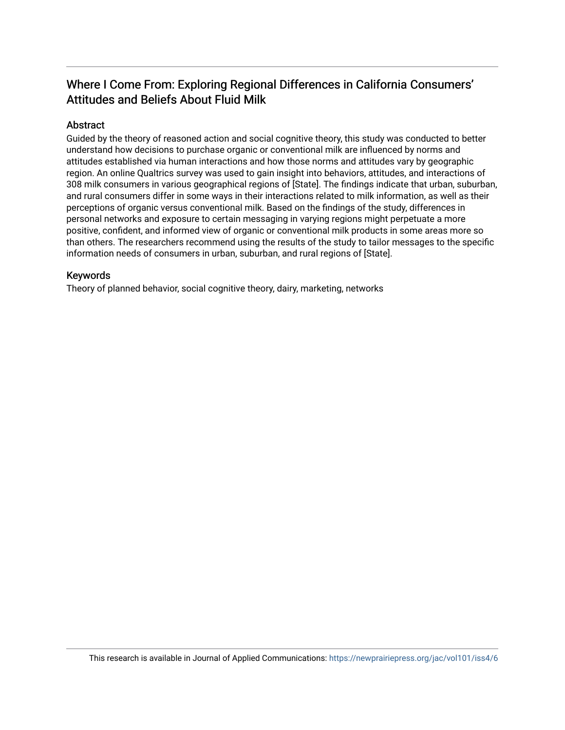# Where I Come From: Exploring Regional Differences in California Consumers' Attitudes and Beliefs About Fluid Milk

## Abstract

Guided by the theory of reasoned action and social cognitive theory, this study was conducted to better understand how decisions to purchase organic or conventional milk are influenced by norms and attitudes established via human interactions and how those norms and attitudes vary by geographic region. An online Qualtrics survey was used to gain insight into behaviors, attitudes, and interactions of 308 milk consumers in various geographical regions of [State]. The findings indicate that urban, suburban, and rural consumers differ in some ways in their interactions related to milk information, as well as their perceptions of organic versus conventional milk. Based on the findings of the study, differences in personal networks and exposure to certain messaging in varying regions might perpetuate a more positive, confident, and informed view of organic or conventional milk products in some areas more so than others. The researchers recommend using the results of the study to tailor messages to the specific information needs of consumers in urban, suburban, and rural regions of [State].

## Keywords

Theory of planned behavior, social cognitive theory, dairy, marketing, networks

This research is available in Journal of Applied Communications: https://newprairiepress.org/jac/vol101/iss4/6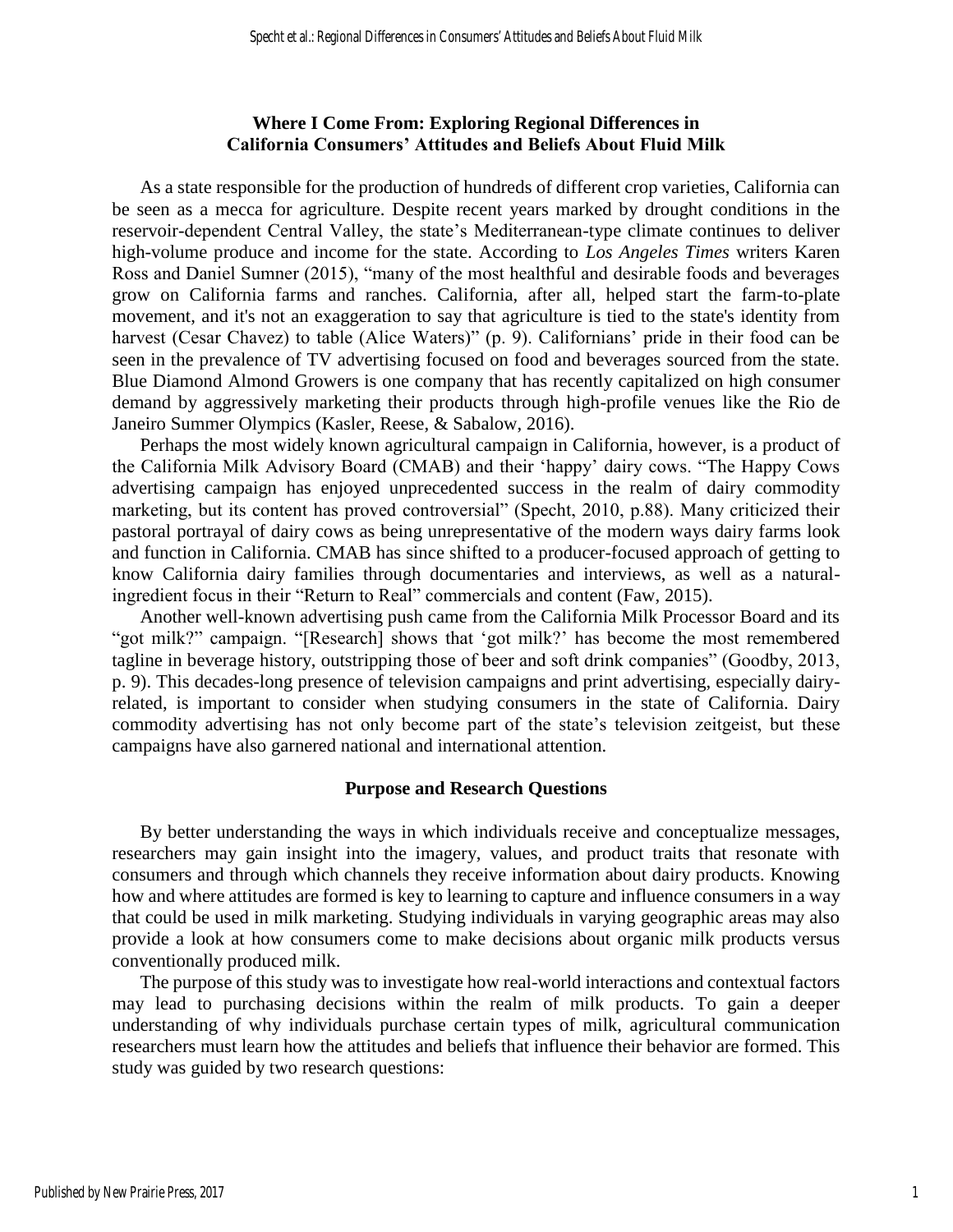## Where I Come From: Exploring Regional Differences in California Consumers' Attitudes and Beliefs About Fluid Milk

As a state responsible for the production of hundreds of different crop varieties, California can be seen as a mecca for agriculture. Despite recent years marked by drought conditions in the reservoir-dependent Central Valley, the state's Mediterranean-type climate continues to deliver high-volume produce and income for the state. According to *Los Angeles Times* writers Karen Ross and Daniel Sumner (2015), "many of the most healthful and desirable foods and beverages grow on California farms and ranches. California, after all, helped start the farm-to-plate movement, and it's not an exaggeration to say that agriculture is tied to the state's identity from harvest (Cesar Chavez) to table (Alice Waters)" (p. 9). Californians' pride in their food can be seen in the prevalence of TV advertising focused on food and beverages sourced from the state. Blue Diamond Almond Growers is one company that has recently capitalized on high consumer demand by aggressively marketing their products through high-profile venues like the Rio de Janeiro Summer Olympics (Kasler, Reese, & Sabalow, 2016).

Perhaps the most widely known agricultural campaign in California, however, is a product of the California Milk Advisory Board (CMAB) and their 'happy' dairy cows. "The Happy Cows advertising campaign has enjoyed unprecedented success in the realm of dairy commodity marketing, but its content has proved controversial" (Specht, 2010, p.88). Many criticized their pastoral portrayal of dairy cows as being unrepresentative of the modern ways dairy farms look and function in California. CMAB has since shifted to a producer-focused approach of getting to know California dairy families through documentaries and interviews, as well as a natural-ingredient focus in their "Return to Real" commercials and content (Faw, 2015).

Another well-known advertising push came from the California Milk Processor Board and its "got milk?" campaign. "[Research] shows that 'got milk?' has become the most remembered tagline in beverage history, outstripping those of beer and soft drink companies" (Goodby, 2013, p. 9). This decades-long presence of television campaigns and print advertising, especially dairy-related, is important to consider when studying consumers in the state of California. Dairy commodity advertising has not only become part of the state's television zeitgeist, but these campaigns have also garnered national and international attention.

### Purpose and Research Questions

By better understanding the ways in which individuals receive and conceptualize messages, researchers may gain insight into the imagery, values, and product traits that resonate with consumers and through which channels they receive information about dairy products. Knowing how and where attitudes are formed is key to learning to capture and influence consumers in a way that could be used in milk marketing. Studying individuals in varying geographic areas may also provide a look at how consumers come to make decisions about organic milk products versus conventionally produced milk.

The purpose of this study was to investigate how real-world interactions and contextual factors may lead to purchasing decisions within the realm of milk products. To gain a deeper understanding of why individuals purchase certain types of milk, agricultural communication researchers must learn how the attitudes and beliefs that influence their behavior are formed. This study was guided by two research questions: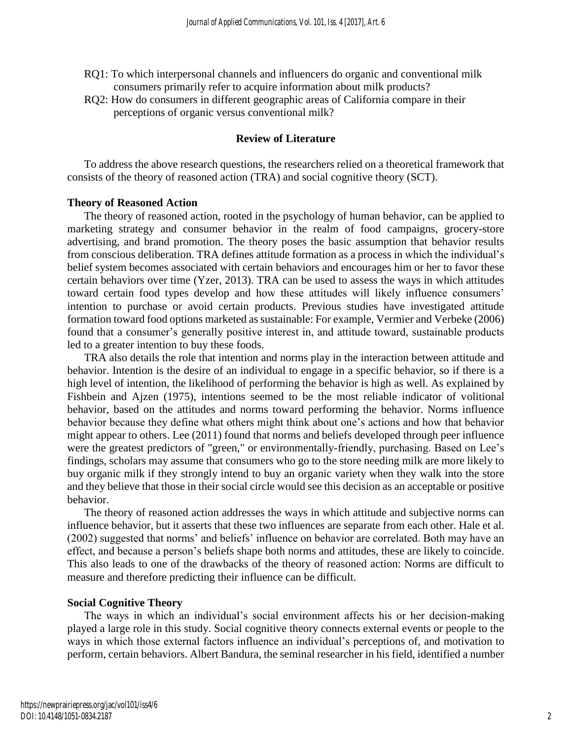RQ1: To which interpersonal channels and influencers do organic and conventional milk consumers primarily refer to acquire information about milk products?

RQ2: How do consumers in different geographic areas of California compare in their perceptions of organic versus conventional milk?

## Review of Literature

To address the above research questions, the researchers relied on a theoretical framework that consists of the theory of reasoned action (TRA) and social cognitive theory (SCT).

### Theory of Reasoned Action

The theory of reasoned action, rooted in the psychology of human behavior, can be applied to marketing strategy and consumer behavior in the realm of food campaigns, grocery-store advertising, and brand promotion. The theory poses the basic assumption that behavior results from conscious deliberation. TRA defines attitude formation as a process in which the individual's belief system becomes associated with certain behaviors and encourages him or her to favor these certain behaviors over time (Yzer, 2013). TRA can be used to assess the ways in which attitudes toward certain food types develop and how these attitudes will likely influence consumers' intention to purchase or avoid certain products. Previous studies have investigated attitude formation toward food options marketed as sustainable: For example, Vermier and Verbeke (2006) found that a consumer's generally positive interest in, and attitude toward, sustainable products led to a greater intention to buy these foods.

TRA also details the role that intention and norms play in the interaction between attitude and behavior. Intention is the desire of an individual to engage in a specific behavior, so if there is a high level of intention, the likelihood of performing the behavior is high as well. As explained by Fishbein and Ajzen (1975), intentions seemed to be the most reliable indicator of volitional behavior, based on the attitudes and norms toward performing the behavior. Norms influence behavior because they define what others might think about one's actions and how that behavior might appear to others. Lee (2011) found that norms and beliefs developed through peer influence were the greatest predictors of "green," or environmentally-friendly, purchasing. Based on Lee's findings, scholars may assume that consumers who go to the store needing milk are more likely to buy organic milk if they strongly intend to buy an organic variety when they walk into the store and they believe that those in their social circle would see this decision as an acceptable or positive behavior.

The theory of reasoned action addresses the ways in which attitude and subjective norms can influence behavior, but it asserts that these two influences are separate from each other. Hale et al. (2002) suggested that norms' and beliefs' influence on behavior are correlated. Both may have an effect, and because a person's beliefs shape both norms and attitudes, these are likely to coincide. This also leads to one of the drawbacks of the theory of reasoned action: Norms are difficult to measure and therefore predicting their influence can be difficult.

### Social Cognitive Theory

The ways in which an individual's social environment affects his or her decision-making played a large role in this study. Social cognitive theory connects external events or people to the ways in which those external factors influence an individual's perceptions of, and motivation to perform, certain behaviors. Albert Bandura, the seminal researcher in his field, identified a number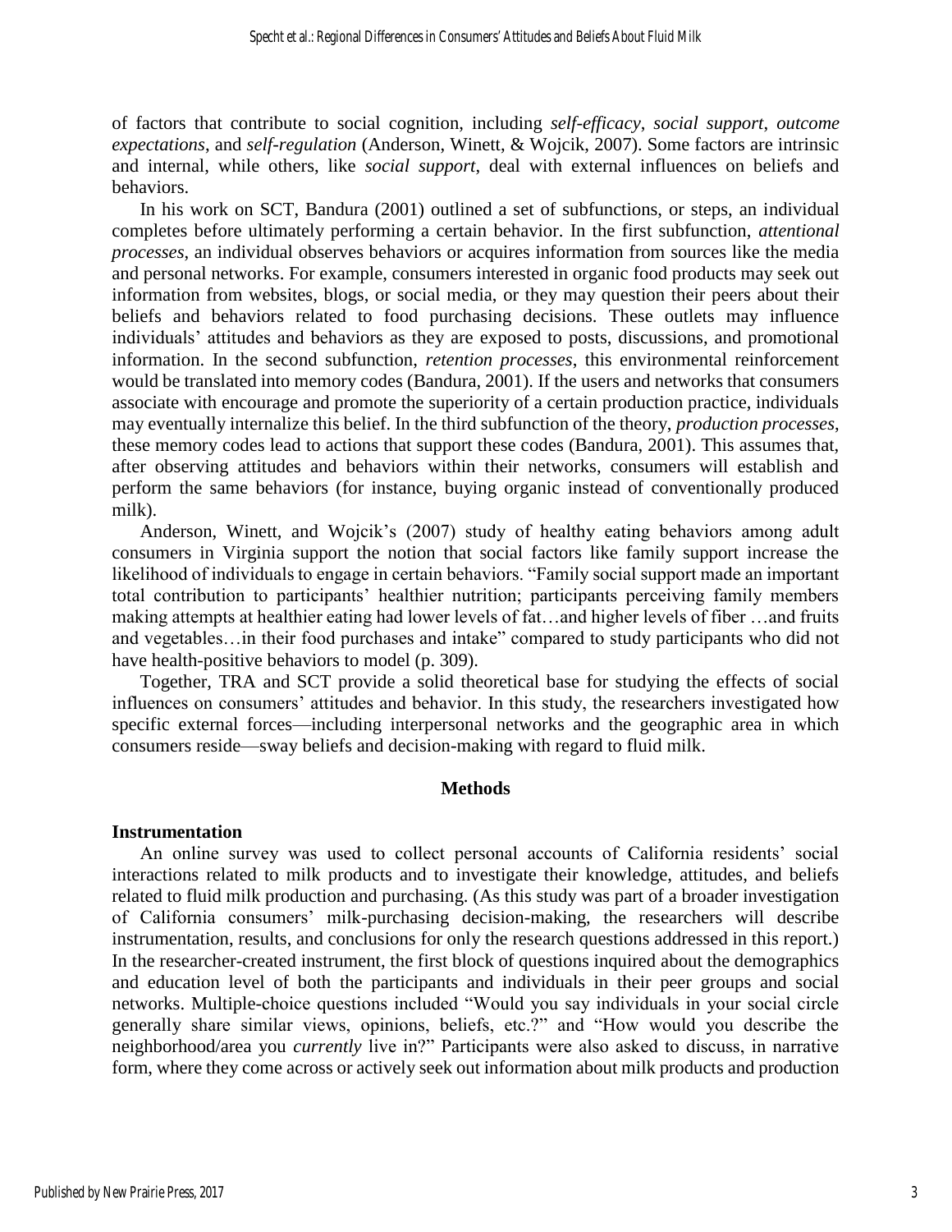of factors that contribute to social cognition, including *self-efficacy*, *social support*, *outcome expectations*, and *self-regulation* (Anderson, Winett, & Wojcik, 2007). Some factors are intrinsic and internal, while others, like *social support*, deal with external influences on beliefs and behaviors.

In his work on SCT, Bandura (2001) outlined a set of subfunctions, or steps, an individual completes before ultimately performing a certain behavior. In the first subfunction, *attentional processes*, an individual observes behaviors or acquires information from sources like the media and personal networks. For example, consumers interested in organic food products may seek out information from websites, blogs, or social media, or they may question their peers about their beliefs and behaviors related to food purchasing decisions. These outlets may influence individuals' attitudes and behaviors as they are exposed to posts, discussions, and promotional information. In the second subfunction, *retention processes*, this environmental reinforcement would be translated into memory codes (Bandura, 2001). If the users and networks that consumers associate with encourage and promote the superiority of a certain production practice, individuals may eventually internalize this belief. In the third subfunction of the theory, *production processes*, these memory codes lead to actions that support these codes (Bandura, 2001). This assumes that, after observing attitudes and behaviors within their networks, consumers will establish and perform the same behaviors (for instance, buying organic instead of conventionally produced milk).

Anderson, Winett, and Wojcik's (2007) study of healthy eating behaviors among adult consumers in Virginia support the notion that social factors like family support increase the likelihood of individuals to engage in certain behaviors. "Family social support made an important total contribution to participants' healthier nutrition; participants perceiving family members making attempts at healthier eating had lower levels of fat…and higher levels of fiber …and fruits and vegetables…in their food purchases and intake" compared to study participants who did not have health-positive behaviors to model (p. 309).

Together, TRA and SCT provide a solid theoretical base for studying the effects of social influences on consumers' attitudes and behavior. In this study, the researchers investigated how specific external forces—including interpersonal networks and the geographic area in which consumers reside—sway beliefs and decision-making with regard to fluid milk.

## Methods

### Instrumentation

An online survey was used to collect personal accounts of California residents' social interactions related to milk products and to investigate their knowledge, attitudes, and beliefs related to fluid milk production and purchasing. (As this study was part of a broader investigation of California consumers' milk-purchasing decision-making, the researchers will describe instrumentation, results, and conclusions for only the research questions addressed in this report.) In the researcher-created instrument, the first block of questions inquired about the demographics and education level of both the participants and individuals in their peer groups and social networks. Multiple-choice questions included "Would you say individuals in your social circle generally share similar views, opinions, beliefs, etc.?" and "How would you describe the neighborhood/area you *currently* live in?" Participants were also asked to discuss, in narrative form, where they come across or actively seek out information about milk products and production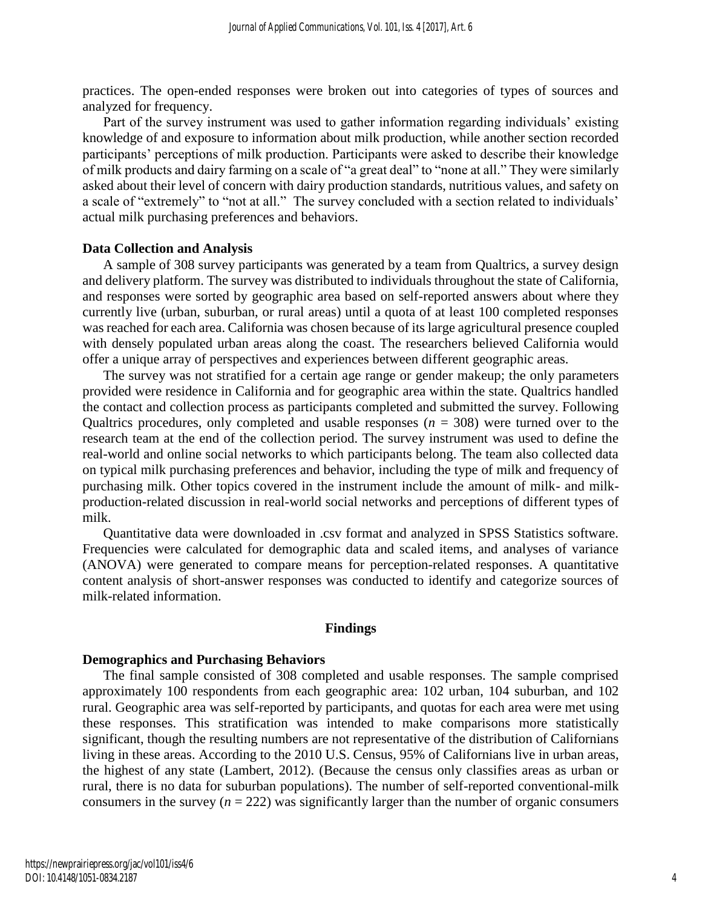practices. The open-ended responses were broken out into categories of types of sources and analyzed for frequency.

Part of the survey instrument was used to gather information regarding individuals' existing knowledge of and exposure to information about milk production, while another section recorded participants' perceptions of milk production. Participants were asked to describe their knowledge of milk products and dairy farming on a scale of "a great deal" to "none at all." They were similarly asked about their level of concern with dairy production standards, nutritious values, and safety on a scale of "extremely" to "not at all." The survey concluded with a section related to individuals' actual milk purchasing preferences and behaviors.

### Data Collection and Analysis

A sample of 308 survey participants was generated by a team from Qualtrics, a survey design and delivery platform. The survey was distributed to individuals throughout the state of California, and responses were sorted by geographic area based on self-reported answers about where they currently live (urban, suburban, or rural areas) until a quota of at least 100 completed responses was reached for each area. California was chosen because of its large agricultural presence coupled with densely populated urban areas along the coast. The researchers believed California would offer a unique array of perspectives and experiences between different geographic areas.

The survey was not stratified for a certain age range or gender makeup; the only parameters provided were residence in California and for geographic area within the state. Qualtrics handled the contact and collection process as participants completed and submitted the survey. Following Qualtrics procedures, only completed and usable responses ($n$ = 308) were turned over to the research team at the end of the collection period. The survey instrument was used to define the real-world and online social networks to which participants belong. The team also collected data on typical milk purchasing preferences and behavior, including the type of milk and frequency of purchasing milk. Other topics covered in the instrument include the amount of milk- and milk-production-related discussion in real-world social networks and perceptions of different types of milk.

Quantitative data were downloaded in .csv format and analyzed in SPSS Statistics software. Frequencies were calculated for demographic data and scaled items, and analyses of variance (ANOVA) were generated to compare means for perception-related responses. A quantitative content analysis of short-answer responses was conducted to identify and categorize sources of milk-related information.

## Findings

### Demographics and Purchasing Behaviors

The final sample consisted of 308 completed and usable responses. The sample comprised approximately 100 respondents from each geographic area: 102 urban, 104 suburban, and 102 rural. Geographic area was self-reported by participants, and quotas for each area were met using these responses. This stratification was intended to make comparisons more statistically significant, though the resulting numbers are not representative of the distribution of Californians living in these areas. According to the 2010 U.S. Census, 95% of Californians live in urban areas, the highest of any state (Lambert, 2012). (Because the census only classifies areas as urban or rural, there is no data for suburban populations). The number of self-reported conventional-milk consumers in the survey ($n$ = 222) was significantly larger than the number of organic consumers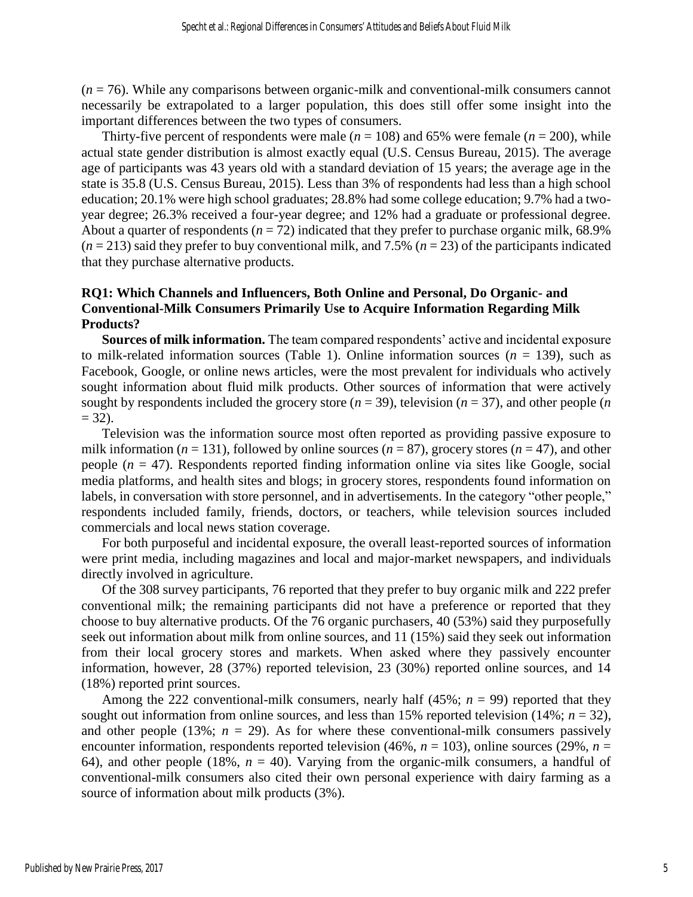($n$ = 76). While any comparisons between organic-milk and conventional-milk consumers cannot necessarily be extrapolated to a larger population, this does still offer some insight into the important differences between the two types of consumers.

Thirty-five percent of respondents were male ($n$ = 108) and 65% were female ($n$ = 200), while actual state gender distribution is almost exactly equal (U.S. Census Bureau, 2015). The average age of participants was 43 years old with a standard deviation of 15 years; the average age in the state is 35.8 (U.S. Census Bureau, 2015). Less than 3% of respondents had less than a high school education; 20.1% were high school graduates; 28.8% had some college education; 9.7% had a two-year degree; 26.3% received a four-year degree; and 12% had a graduate or professional degree. About a quarter of respondents ($n$ = 72) indicated that they prefer to purchase organic milk, 68.9% ($n$ = 213) said they prefer to buy conventional milk, and 7.5% ($n$ = 23) of the participants indicated that they purchase alternative products.

### RQ1: Which Channels and Influencers, Both Online and Personal, Do Organic- and Conventional-Milk Consumers Primarily Use to Acquire Information Regarding Milk Products?

**Sources of milk information.** The team compared respondents' active and incidental exposure to milk-related information sources (Table 1). Online information sources ($n$ = 139), such as Facebook, Google, or online news articles, were the most prevalent for individuals who actively sought information about fluid milk products. Other sources of information that were actively sought by respondents included the grocery store ($n$ = 39), television ($n$ = 37), and other people ($n$ = 32).

Television was the information source most often reported as providing passive exposure to milk information ($n$ = 131), followed by online sources ($n$ = 87), grocery stores ($n$ = 47), and other people ($n$ = 47). Respondents reported finding information online via sites like Google, social media platforms, and health sites and blogs; in grocery stores, respondents found information on labels, in conversation with store personnel, and in advertisements. In the category "other people," respondents included family, friends, doctors, or teachers, while television sources included commercials and local news station coverage.

For both purposeful and incidental exposure, the overall least-reported sources of information were print media, including magazines and local and major-market newspapers, and individuals directly involved in agriculture.

Of the 308 survey participants, 76 reported that they prefer to buy organic milk and 222 prefer conventional milk; the remaining participants did not have a preference or reported that they choose to buy alternative products. Of the 76 organic purchasers, 40 (53%) said they purposefully seek out information about milk from online sources, and 11 (15%) said they seek out information from their local grocery stores and markets. When asked where they passively encounter information, however, 28 (37%) reported television, 23 (30%) reported online sources, and 14 (18%) reported print sources.

Among the 222 conventional-milk consumers, nearly half (45%; $n$ = 99) reported that they sought out information from online sources, and less than 15% reported television (14%; $n$ = 32), and other people (13%; $n$ = 29). As for where these conventional-milk consumers passively encounter information, respondents reported television (46%, $n$ = 103), online sources (29%, $n$ = 64), and other people (18%, $n$ = 40). Varying from the organic-milk consumers, a handful of conventional-milk consumers also cited their own personal experience with dairy farming as a source of information about milk products (3%).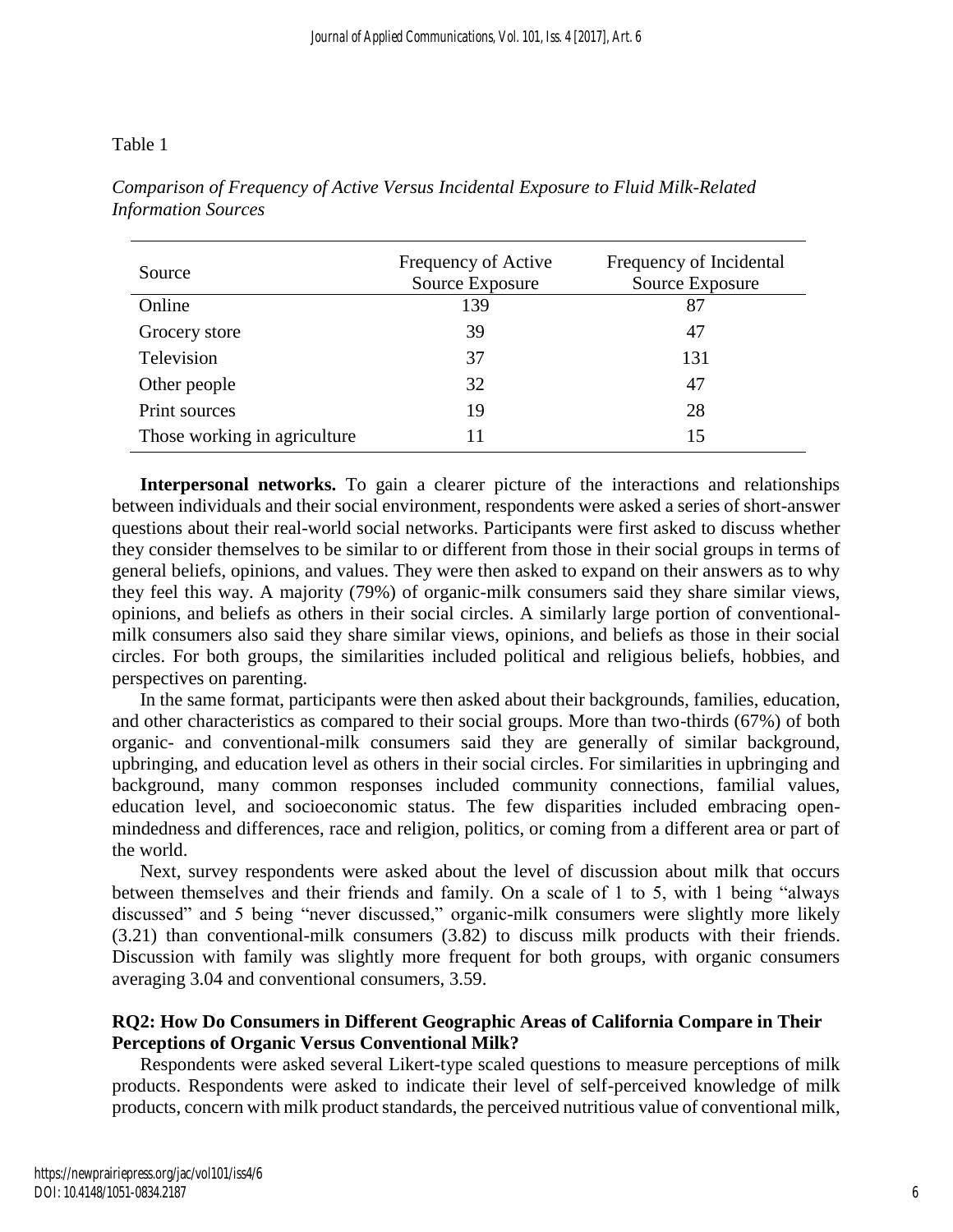Table 1

*Comparison of Frequency of Active Versus Incidental Exposure to Fluid Milk-Related Information Sources*

| Source | Frequency of Active Source Exposure | Frequency of Incidental Source Exposure |
|---|---|---|
| Online | 139 | 87 |
| Grocery store | 39 | 47 |
| Television | 37 | 131 |
| Other people | 32 | 47 |
| Print sources | 19 | 28 |
| Those working in agriculture | 11 | 15 |

**Interpersonal networks.** To gain a clearer picture of the interactions and relationships between individuals and their social environment, respondents were asked a series of short-answer questions about their real-world social networks. Participants were first asked to discuss whether they consider themselves to be similar to or different from those in their social groups in terms of general beliefs, opinions, and values. They were then asked to expand on their answers as to why they feel this way. A majority (79%) of organic-milk consumers said they share similar views, opinions, and beliefs as others in their social circles. A similarly large portion of conventional-milk consumers also said they share similar views, opinions, and beliefs as those in their social circles. For both groups, the similarities included political and religious beliefs, hobbies, and perspectives on parenting.

In the same format, participants were then asked about their backgrounds, families, education, and other characteristics as compared to their social groups. More than two-thirds (67%) of both organic- and conventional-milk consumers said they are generally of similar background, upbringing, and education level as others in their social circles. For similarities in upbringing and background, many common responses included community connections, familial values, education level, and socioeconomic status. The few disparities included embracing open-mindedness and differences, race and religion, politics, or coming from a different area or part of the world.

Next, survey respondents were asked about the level of discussion about milk that occurs between themselves and their friends and family. On a scale of 1 to 5, with 1 being "always discussed" and 5 being "never discussed," organic-milk consumers were slightly more likely (3.21) than conventional-milk consumers (3.82) to discuss milk products with their friends. Discussion with family was slightly more frequent for both groups, with organic consumers averaging 3.04 and conventional consumers, 3.59.

### RQ2: How Do Consumers in Different Geographic Areas of California Compare in Their Perceptions of Organic Versus Conventional Milk?

Respondents were asked several Likert-type scaled questions to measure perceptions of milk products. Respondents were asked to indicate their level of self-perceived knowledge of milk products, concern with milk product standards, the perceived nutritious value of conventional milk,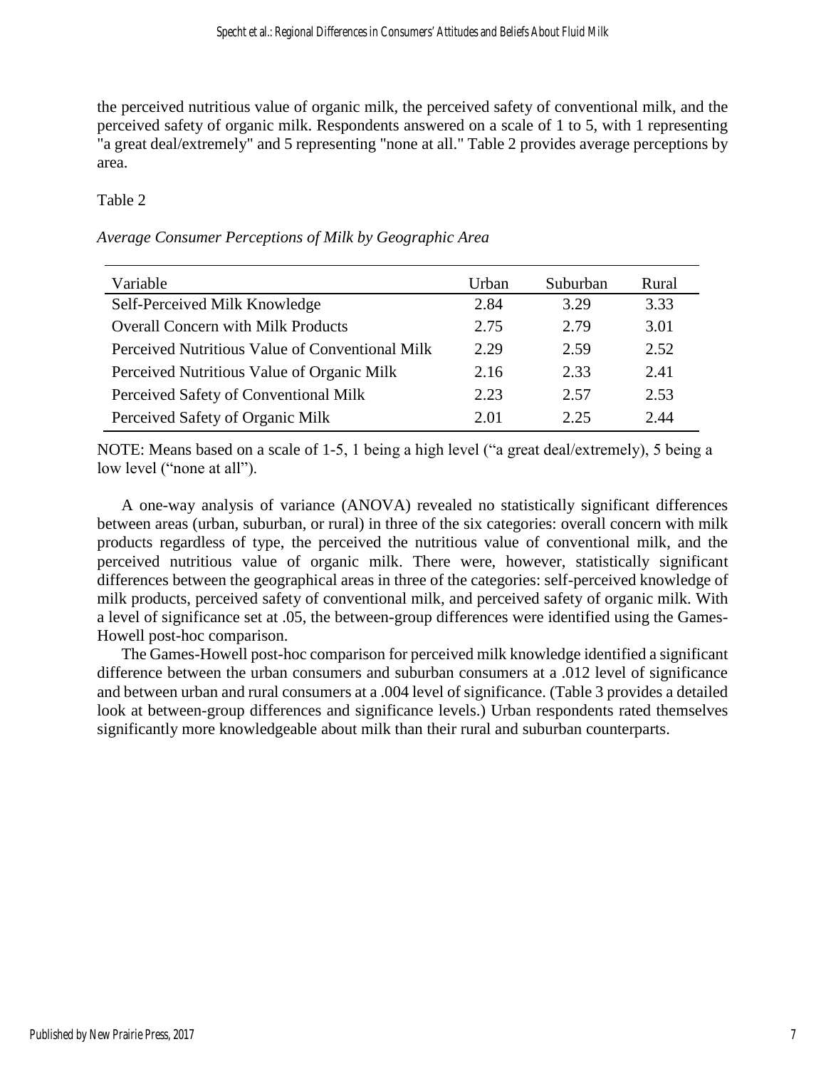the perceived nutritious value of organic milk, the perceived safety of conventional milk, and the perceived safety of organic milk. Respondents answered on a scale of 1 to 5, with 1 representing "a great deal/extremely" and 5 representing "none at all." Table 2 provides average perceptions by area.

Table 2

*Average Consumer Perceptions of Milk by Geographic Area*

| Variable | Urban | Suburban | Rural |
|---|---|---|---|
| Self-Perceived Milk Knowledge | 2.84 | 3.29 | 3.33 |
| Overall Concern with Milk Products | 2.75 | 2.79 | 3.01 |
| Perceived Nutritious Value of Conventional Milk | 2.29 | 2.59 | 2.52 |
| Perceived Nutritious Value of Organic Milk | 2.16 | 2.33 | 2.41 |
| Perceived Safety of Conventional Milk | 2.23 | 2.57 | 2.53 |
| Perceived Safety of Organic Milk | 2.01 | 2.25 | 2.44 |

NOTE: Means based on a scale of 1-5, 1 being a high level ("a great deal/extremely), 5 being a low level ("none at all").

A one-way analysis of variance (ANOVA) revealed no statistically significant differences between areas (urban, suburban, or rural) in three of the six categories: overall concern with milk products regardless of type, the perceived the nutritious value of conventional milk, and the perceived nutritious value of organic milk. There were, however, statistically significant differences between the geographical areas in three of the categories: self-perceived knowledge of milk products, perceived safety of conventional milk, and perceived safety of organic milk. With a level of significance set at .05, the between-group differences were identified using the Games-Howell post-hoc comparison.

The Games-Howell post-hoc comparison for perceived milk knowledge identified a significant difference between the urban consumers and suburban consumers at a .012 level of significance and between urban and rural consumers at a .004 level of significance. (Table 3 provides a detailed look at between-group differences and significance levels.) Urban respondents rated themselves significantly more knowledgeable about milk than their rural and suburban counterparts.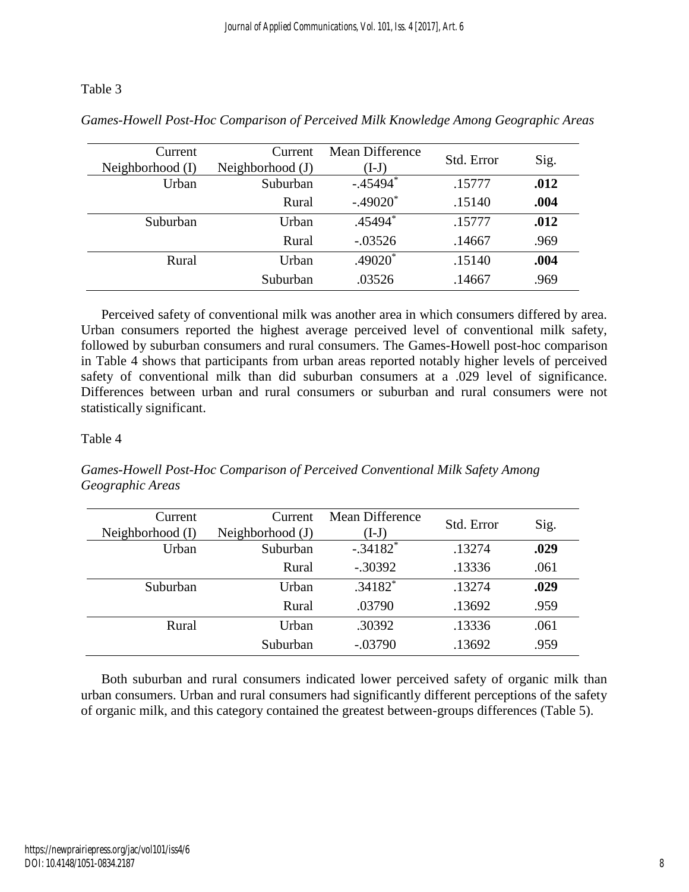Table 3

*Games-Howell Post-Hoc Comparison of Perceived Milk Knowledge Among Geographic Areas*

| Current Neighborhood (I) | Current Neighborhood (J) | Mean Difference (I-J) | Std. Error | Sig. |
|---|---|---|---|---|
| Urban | Suburban | -.45494* | .15777 | **.012** |
| | Rural | -.49020* | .15140 | **.004** |
| Suburban | Urban | .45494* | .15777 | **.012** |
| | Rural | -.03526 | .14667 | .969 |
| Rural | Urban | .49020* | .15140 | **.004** |
| | Suburban | .03526 | .14667 | .969 |

Perceived safety of conventional milk was another area in which consumers differed by area. Urban consumers reported the highest average perceived level of conventional milk safety, followed by suburban consumers and rural consumers. The Games-Howell post-hoc comparison in Table 4 shows that participants from urban areas reported notably higher levels of perceived safety of conventional milk than did suburban consumers at a .029 level of significance. Differences between urban and rural consumers or suburban and rural consumers were not statistically significant.

Table 4

*Games-Howell Post-Hoc Comparison of Perceived Conventional Milk Safety Among Geographic Areas*

| Current Neighborhood (I) | Current Neighborhood (J) | Mean Difference (I-J) | Std. Error | Sig. |
|---|---|---|---|---|
| Urban | Suburban | -.34182* | .13274 | **.029** |
| | Rural | -.30392 | .13336 | .061 |
| Suburban | Urban | .34182* | .13274 | **.029** |
| | Rural | .03790 | .13692 | .959 |
| Rural | Urban | .30392 | .13336 | .061 |
| | Suburban | -.03790 | .13692 | .959 |

Both suburban and rural consumers indicated lower perceived safety of organic milk than urban consumers. Urban and rural consumers had significantly different perceptions of the safety of organic milk, and this category contained the greatest between-groups differences (Table 5).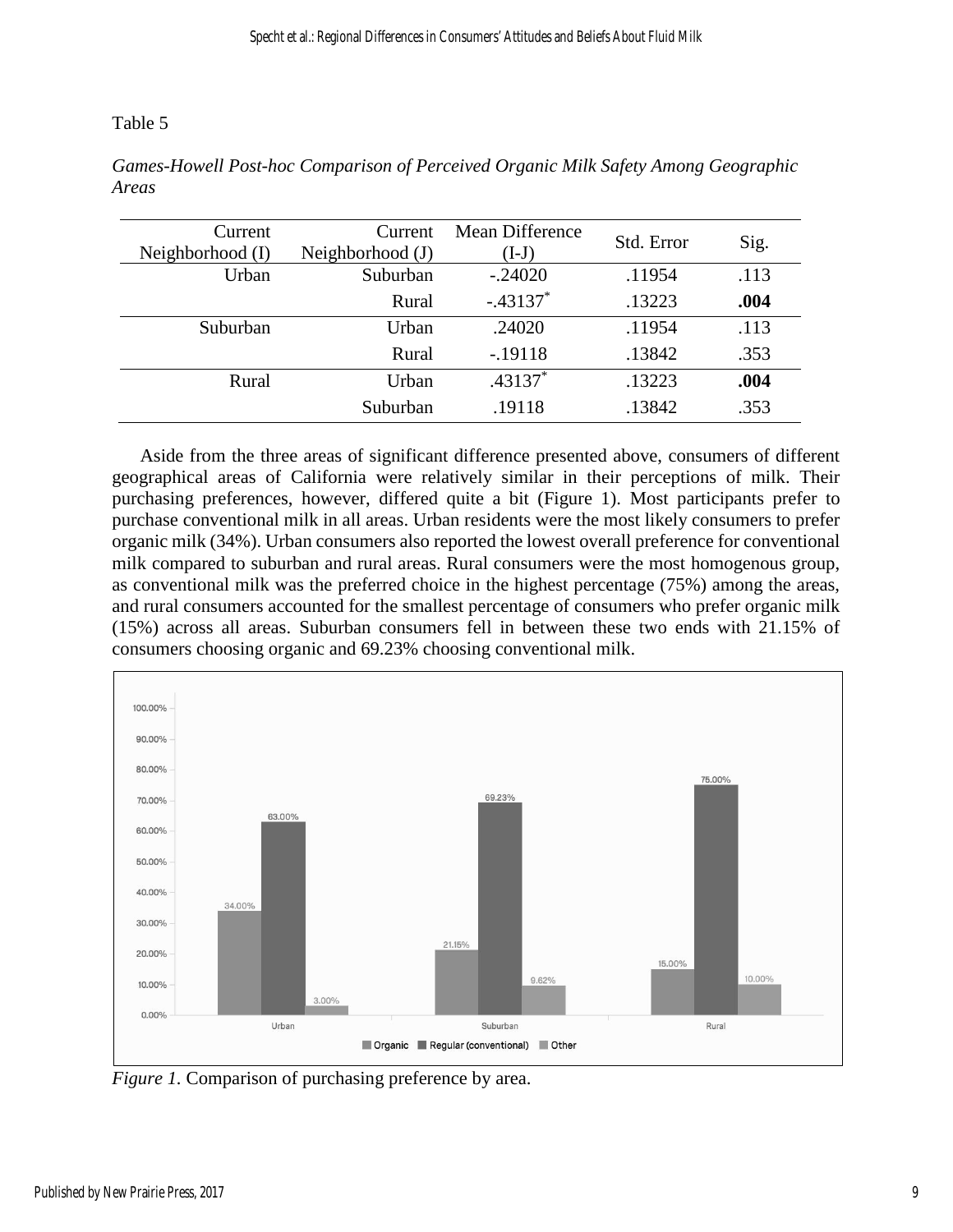Table 5

*Games-Howell Post-hoc Comparison of Perceived Organic Milk Safety Among Geographic Areas*

| Current Neighborhood (I) | Current Neighborhood (J) | Mean Difference (I-J) | Std. Error | Sig. |
|---|---|---|---|---|
| Urban | Suburban | -.24020 | .11954 | .113 |
| | Rural | -.43137* | .13223 | **.004** |
| Suburban | Urban | .24020 | .11954 | .113 |
| | Rural | -.19118 | .13842 | .353 |
| Rural | Urban | .43137* | .13223 | **.004** |
| | Suburban | .19118 | .13842 | .353 |

Aside from the three areas of significant difference presented above, consumers of different geographical areas of California were relatively similar in their perceptions of milk. Their purchasing preferences, however, differed quite a bit (Figure 1). Most participants prefer to purchase conventional milk in all areas. Urban residents were the most likely consumers to prefer organic milk (34%). Urban consumers also reported the lowest overall preference for conventional milk compared to suburban and rural areas. Rural consumers were the most homogenous group, as conventional milk was the preferred choice in the highest percentage (75%) among the areas, and rural consumers accounted for the smallest percentage of consumers who prefer organic milk (15%) across all areas. Suburban consumers fell in between these two ends with 21.15% of consumers choosing organic and 69.23% choosing conventional milk.

*Figure 1.* Comparison of purchasing preference by area.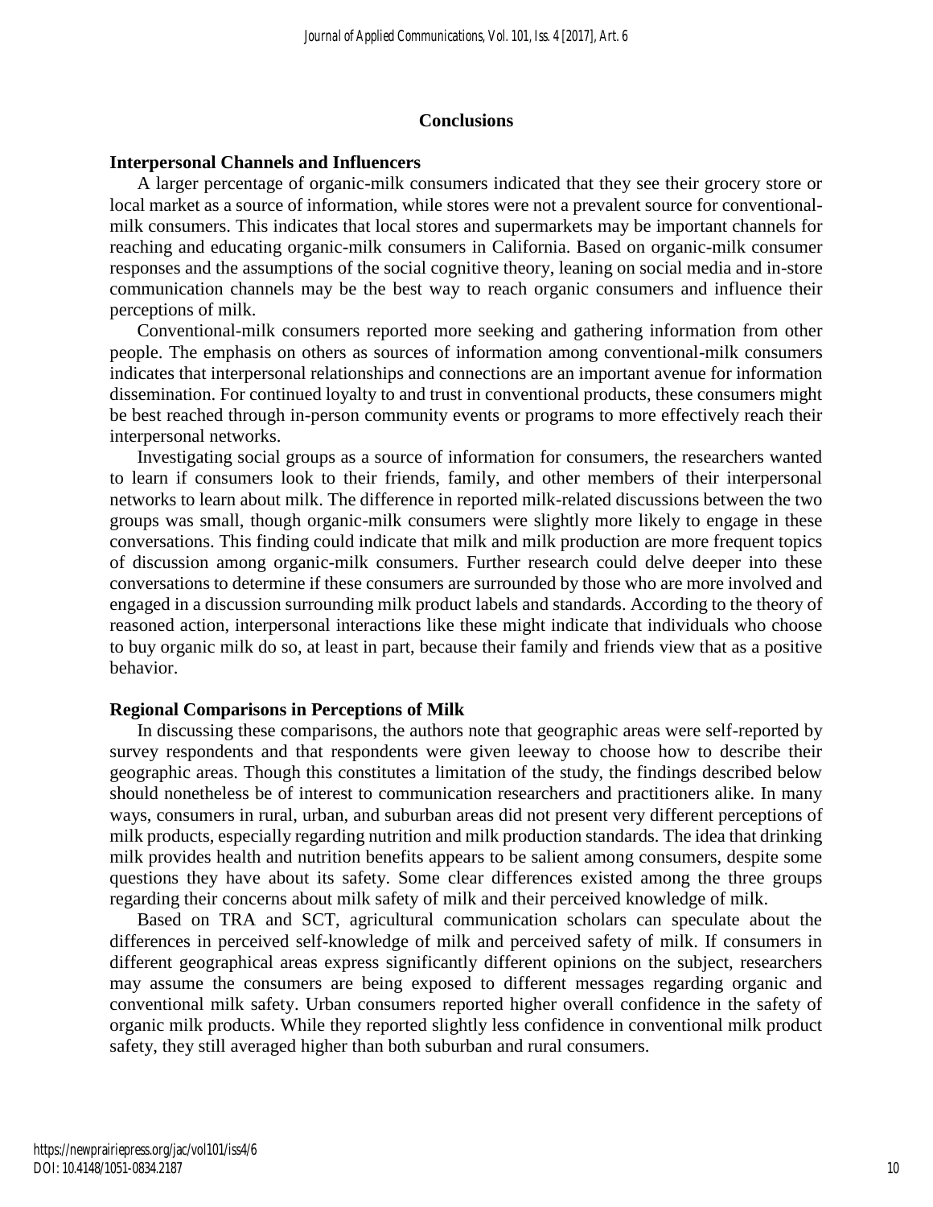## Conclusions

### Interpersonal Channels and Influencers

A larger percentage of organic-milk consumers indicated that they see their grocery store or local market as a source of information, while stores were not a prevalent source for conventional-milk consumers. This indicates that local stores and supermarkets may be important channels for reaching and educating organic-milk consumers in California. Based on organic-milk consumer responses and the assumptions of the social cognitive theory, leaning on social media and in-store communication channels may be the best way to reach organic consumers and influence their perceptions of milk.

Conventional-milk consumers reported more seeking and gathering information from other people. The emphasis on others as sources of information among conventional-milk consumers indicates that interpersonal relationships and connections are an important avenue for information dissemination. For continued loyalty to and trust in conventional products, these consumers might be best reached through in-person community events or programs to more effectively reach their interpersonal networks.

Investigating social groups as a source of information for consumers, the researchers wanted to learn if consumers look to their friends, family, and other members of their interpersonal networks to learn about milk. The difference in reported milk-related discussions between the two groups was small, though organic-milk consumers were slightly more likely to engage in these conversations. This finding could indicate that milk and milk production are more frequent topics of discussion among organic-milk consumers. Further research could delve deeper into these conversations to determine if these consumers are surrounded by those who are more involved and engaged in a discussion surrounding milk product labels and standards. According to the theory of reasoned action, interpersonal interactions like these might indicate that individuals who choose to buy organic milk do so, at least in part, because their family and friends view that as a positive behavior.

### Regional Comparisons in Perceptions of Milk

In discussing these comparisons, the authors note that geographic areas were self-reported by survey respondents and that respondents were given leeway to choose how to describe their geographic areas. Though this constitutes a limitation of the study, the findings described below should nonetheless be of interest to communication researchers and practitioners alike. In many ways, consumers in rural, urban, and suburban areas did not present very different perceptions of milk products, especially regarding nutrition and milk production standards. The idea that drinking milk provides health and nutrition benefits appears to be salient among consumers, despite some questions they have about its safety. Some clear differences existed among the three groups regarding their concerns about milk safety of milk and their perceived knowledge of milk.

Based on TRA and SCT, agricultural communication scholars can speculate about the differences in perceived self-knowledge of milk and perceived safety of milk. If consumers in different geographical areas express significantly different opinions on the subject, researchers may assume the consumers are being exposed to different messages regarding organic and conventional milk safety. Urban consumers reported higher overall confidence in the safety of organic milk products. While they reported slightly less confidence in conventional milk product safety, they still averaged higher than both suburban and rural consumers.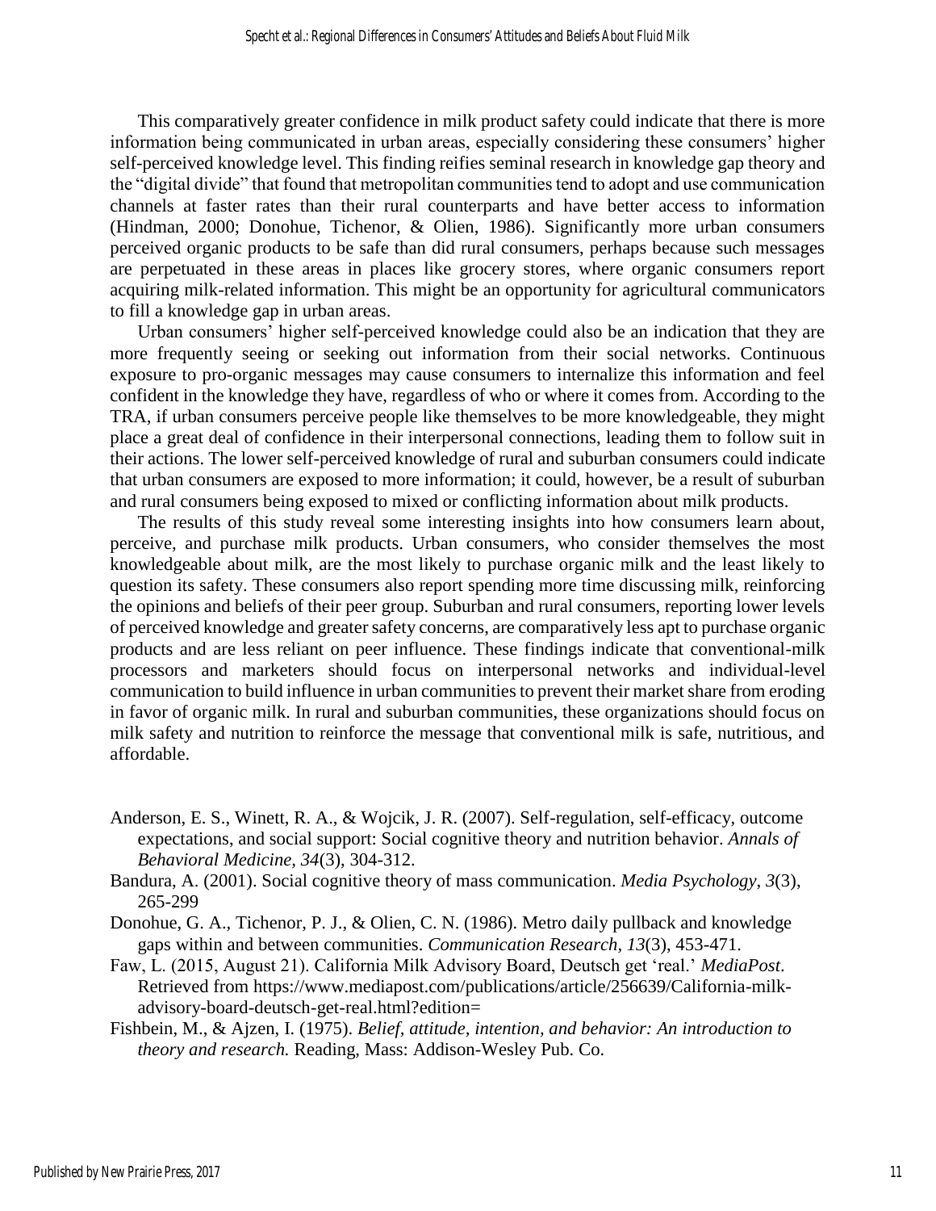This comparatively greater confidence in milk product safety could indicate that there is more information being communicated in urban areas, especially considering these consumers' higher self-perceived knowledge level. This finding reifies seminal research in knowledge gap theory and the "digital divide" that found that metropolitan communities tend to adopt and use communication channels at faster rates than their rural counterparts and have better access to information (Hindman, 2000; Donohue, Tichenor, & Olien, 1986). Significantly more urban consumers perceived organic products to be safe than did rural consumers, perhaps because such messages are perpetuated in these areas in places like grocery stores, where organic consumers report acquiring milk-related information. This might be an opportunity for agricultural communicators to fill a knowledge gap in urban areas.

Urban consumers' higher self-perceived knowledge could also be an indication that they are more frequently seeing or seeking out information from their social networks. Continuous exposure to pro-organic messages may cause consumers to internalize this information and feel confident in the knowledge they have, regardless of who or where it comes from. According to the TRA, if urban consumers perceive people like themselves to be more knowledgeable, they might place a great deal of confidence in their interpersonal connections, leading them to follow suit in their actions. The lower self-perceived knowledge of rural and suburban consumers could indicate that urban consumers are exposed to more information; it could, however, be a result of suburban and rural consumers being exposed to mixed or conflicting information about milk products.

The results of this study reveal some interesting insights into how consumers learn about, perceive, and purchase milk products. Urban consumers, who consider themselves the most knowledgeable about milk, are the most likely to purchase organic milk and the least likely to question its safety. These consumers also report spending more time discussing milk, reinforcing the opinions and beliefs of their peer group. Suburban and rural consumers, reporting lower levels of perceived knowledge and greater safety concerns, are comparatively less apt to purchase organic products and are less reliant on peer influence. These findings indicate that conventional-milk processors and marketers should focus on interpersonal networks and individual-level communication to build influence in urban communities to prevent their market share from eroding in favor of organic milk. In rural and suburban communities, these organizations should focus on milk safety and nutrition to reinforce the message that conventional milk is safe, nutritious, and affordable.

Anderson, E. S., Winett, R. A., & Wojcik, J. R. (2007). Self-regulation, self-efficacy, outcome expectations, and social support: Social cognitive theory and nutrition behavior. *Annals of Behavioral Medicine, 34*(3), 304-312.

Bandura, A. (2001). Social cognitive theory of mass communication. *Media Psychology, 3*(3), 265-299

Donohue, G. A., Tichenor, P. J., & Olien, C. N. (1986). Metro daily pullback and knowledge gaps within and between communities. *Communication Research, 13*(3), 453-471.

Faw, L. (2015, August 21). California Milk Advisory Board, Deutsch get 'real.' *MediaPost*. Retrieved from https://www.mediapost.com/publications/article/256639/California-milk-advisory-board-deutsch-get-real.html?edition=

Fishbein, M., & Ajzen, I. (1975). *Belief, attitude, intention, and behavior: An introduction to theory and research.* Reading, Mass: Addison-Wesley Pub. Co.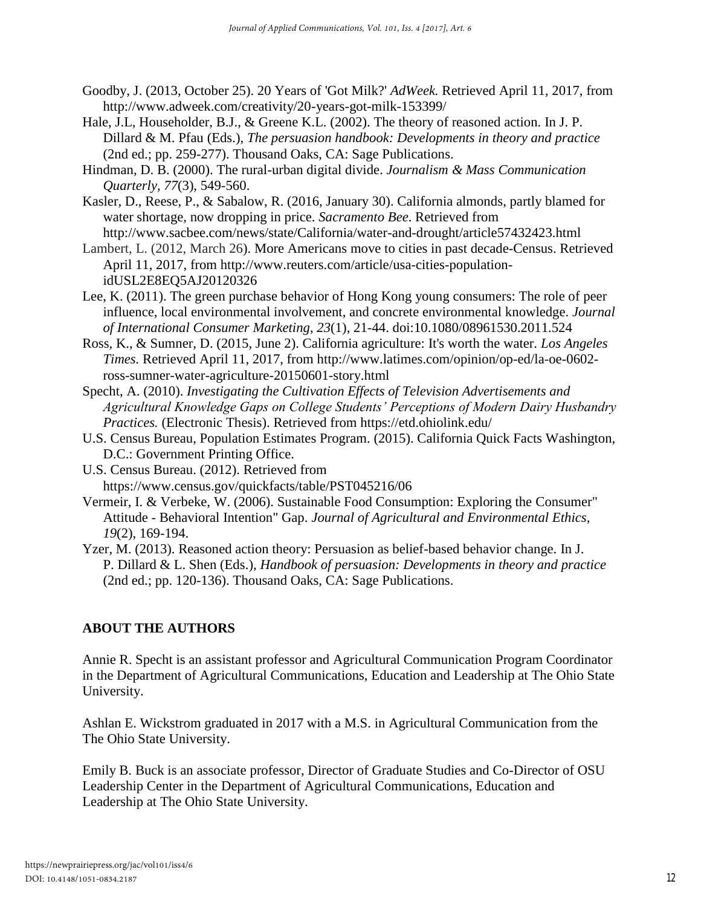Goodby, J. (2013, October 25). 20 Years of 'Got Milk?' *AdWeek.* Retrieved April 11, 2017, from http://www.adweek.com/creativity/20-years-got-milk-153399/

Hale, J.L, Householder, B.J., & Greene K.L. (2002). The theory of reasoned action. In J. P. Dillard & M. Pfau (Eds.), *The persuasion handbook: Developments in theory and practice* (2nd ed.; pp. 259-277). Thousand Oaks, CA: Sage Publications.

Hindman, D. B. (2000). The rural-urban digital divide. *Journalism & Mass Communication Quarterly, 77*(3), 549-560.

Kasler, D., Reese, P., & Sabalow, R. (2016, January 30). California almonds, partly blamed for water shortage, now dropping in price. *Sacramento Bee*. Retrieved from http://www.sacbee.com/news/state/California/water-and-drought/article57432423.html

Lambert, L. (2012, March 26). More Americans move to cities in past decade-Census. Retrieved April 11, 2017, from http://www.reuters.com/article/usa-cities-population-idUSL2E8EQ5AJ20120326

Lee, K. (2011). The green purchase behavior of Hong Kong young consumers: The role of peer influence, local environmental involvement, and concrete environmental knowledge. *Journal of International Consumer Marketing, 23*(1), 21-44. doi:10.1080/08961530.2011.524

Ross, K., & Sumner, D. (2015, June 2). California agriculture: It's worth the water. *Los Angeles Times.* Retrieved April 11, 2017, from http://www.latimes.com/opinion/op-ed/la-oe-0602-ross-sumner-water-agriculture-20150601-story.html

Specht, A. (2010). *Investigating the Cultivation Effects of Television Advertisements and Agricultural Knowledge Gaps on College Students' Perceptions of Modern Dairy Husbandry Practices.* (Electronic Thesis). Retrieved from https://etd.ohiolink.edu/

U.S. Census Bureau, Population Estimates Program. (2015). California Quick Facts Washington, D.C.: Government Printing Office.

U.S. Census Bureau. (2012). Retrieved from https://www.census.gov/quickfacts/table/PST045216/06

Vermeir, I. & Verbeke, W. (2006). Sustainable Food Consumption: Exploring the Consumer" Attitude - Behavioral Intention" Gap. *Journal of Agricultural and Environmental Ethics, 19*(2), 169-194.

Yzer, M. (2013). Reasoned action theory: Persuasion as belief-based behavior change. In J. P. Dillard & L. Shen (Eds.), *Handbook of persuasion: Developments in theory and practice* (2nd ed.; pp. 120-136). Thousand Oaks, CA: Sage Publications.

## ABOUT THE AUTHORS

Annie R. Specht is an assistant professor and Agricultural Communication Program Coordinator in the Department of Agricultural Communications, Education and Leadership at The Ohio State University.

Ashlan E. Wickstrom graduated in 2017 with a M.S. in Agricultural Communication from the The Ohio State University.

Emily B. Buck is an associate professor, Director of Graduate Studies and Co-Director of OSU Leadership Center in the Department of Agricultural Communications, Education and Leadership at The Ohio State University.